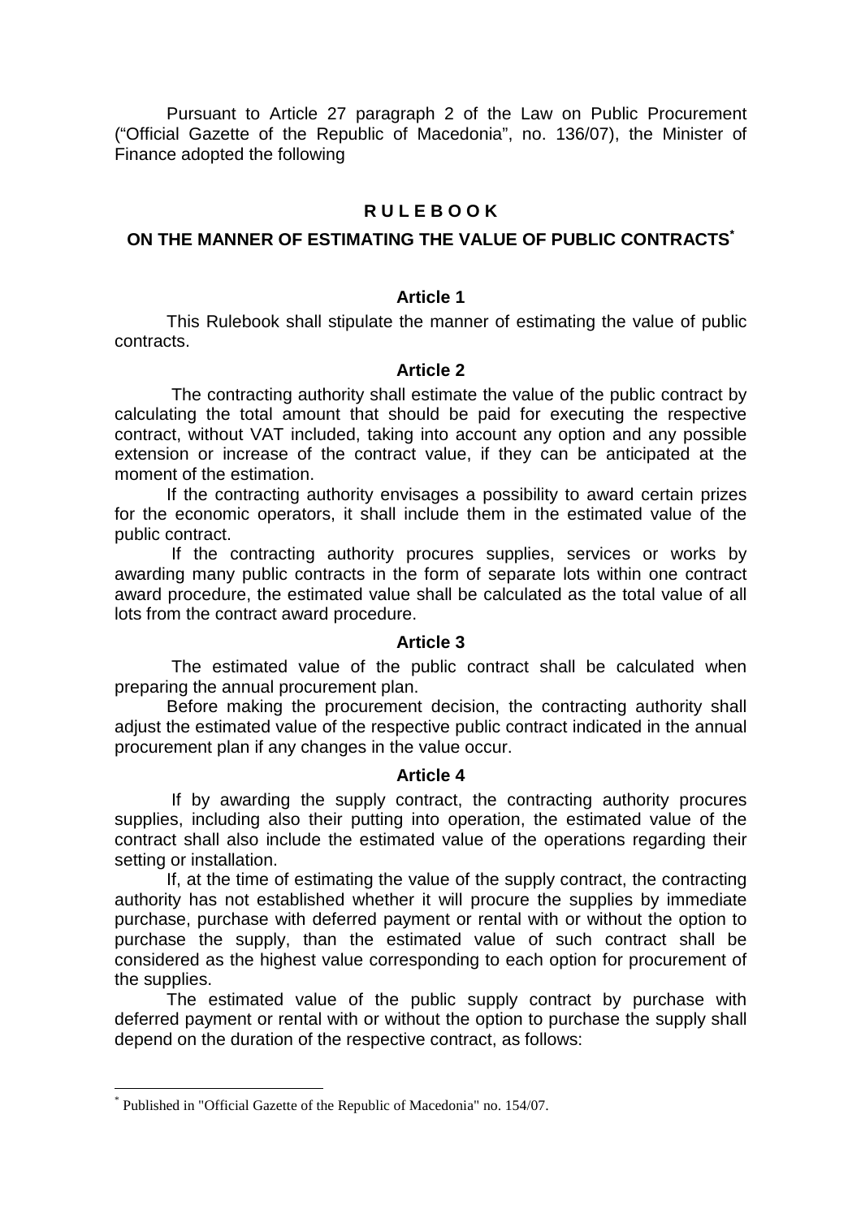Pursuant to Article 27 paragraph 2 of the Law on Public Procurement ("Official Gazette of the Republic of Macedonia", no. 136/07), the Minister of Finance adopted the following

# R U L E B O O K

## ON THE MANNER OF ESTIMATING THE VALUE OF PUBLIC CONTRACTS*

### Article 1

This Rulebook shall stipulate the manner of estimating the value of public contracts.

### Article 2

The contracting authority shall estimate the value of the public contract by calculating the total amount that should be paid for executing the respective contract, without VAT included, taking into account any option and any possible extension or increase of the contract value, if they can be anticipated at the moment of the estimation.

If the contracting authority envisages a possibility to award certain prizes for the economic operators, it shall include them in the estimated value of the public contract.

If the contracting authority procures supplies, services or works by awarding many public contracts in the form of separate lots within one contract award procedure, the estimated value shall be calculated as the total value of all lots from the contract award procedure.

### Article 3

The estimated value of the public contract shall be calculated when preparing the annual procurement plan.

Before making the procurement decision, the contracting authority shall adjust the estimated value of the respective public contract indicated in the annual procurement plan if any changes in the value occur.

### Article 4

If by awarding the supply contract, the contracting authority procures supplies, including also their putting into operation, the estimated value of the contract shall also include the estimated value of the operations regarding their setting or installation.

If, at the time of estimating the value of the supply contract, the contracting authority has not established whether it will procure the supplies by immediate purchase, purchase with deferred payment or rental with or without the option to purchase the supply, than the estimated value of such contract shall be considered as the highest value corresponding to each option for procurement of the supplies.

The estimated value of the public supply contract by purchase with deferred payment or rental with or without the option to purchase the supply shall depend on the duration of the respective contract, as follows:

* Published in "Official Gazette of the Republic of Macedonia" no. 154/07.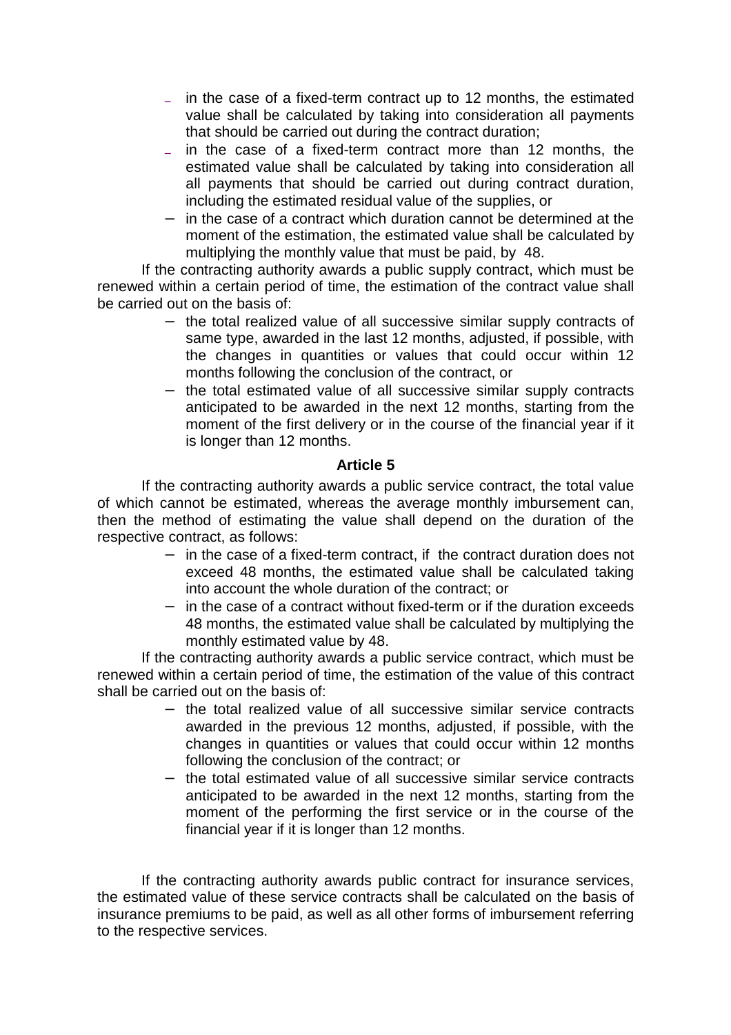- in the case of a fixed-term contract up to 12 months, the estimated value shall be calculated by taking into consideration all payments that should be carried out during the contract duration;
- in the case of a fixed-term contract more than 12 months, the estimated value shall be calculated by taking into consideration all all payments that should be carried out during contract duration, including the estimated residual value of the supplies, or
- in the case of a contract which duration cannot be determined at the moment of the estimation, the estimated value shall be calculated by multiplying the monthly value that must be paid, by 48.

If the contracting authority awards a public supply contract, which must be renewed within a certain period of time, the estimation of the contract value shall be carried out on the basis of:

- the total realized value of all successive similar supply contracts of same type, awarded in the last 12 months, adjusted, if possible, with the changes in quantities or values that could occur within 12 months following the conclusion of the contract, or
- the total estimated value of all successive similar supply contracts anticipated to be awarded in the next 12 months, starting from the moment of the first delivery or in the course of the financial year if it is longer than 12 months.

**Article 5**

If the contracting authority awards a public service contract, the total value of which cannot be estimated, whereas the average monthly imbursement can, then the method of estimating the value shall depend on the duration of the respective contract, as follows:

- in the case of a fixed-term contract, if the contract duration does not exceed 48 months, the estimated value shall be calculated taking into account the whole duration of the contract; or
- in the case of a contract without fixed-term or if the duration exceeds 48 months, the estimated value shall be calculated by multiplying the monthly estimated value by 48.

If the contracting authority awards a public service contract, which must be renewed within a certain period of time, the estimation of the value of this contract shall be carried out on the basis of:

- the total realized value of all successive similar service contracts awarded in the previous 12 months, adjusted, if possible, with the changes in quantities or values that could occur within 12 months following the conclusion of the contract; or
- the total estimated value of all successive similar service contracts anticipated to be awarded in the next 12 months, starting from the moment of the performing the first service or in the course of the financial year if it is longer than 12 months.

If the contracting authority awards public contract for insurance services, the estimated value of these service contracts shall be calculated on the basis of insurance premiums to be paid, as well as all other forms of imbursement referring to the respective services.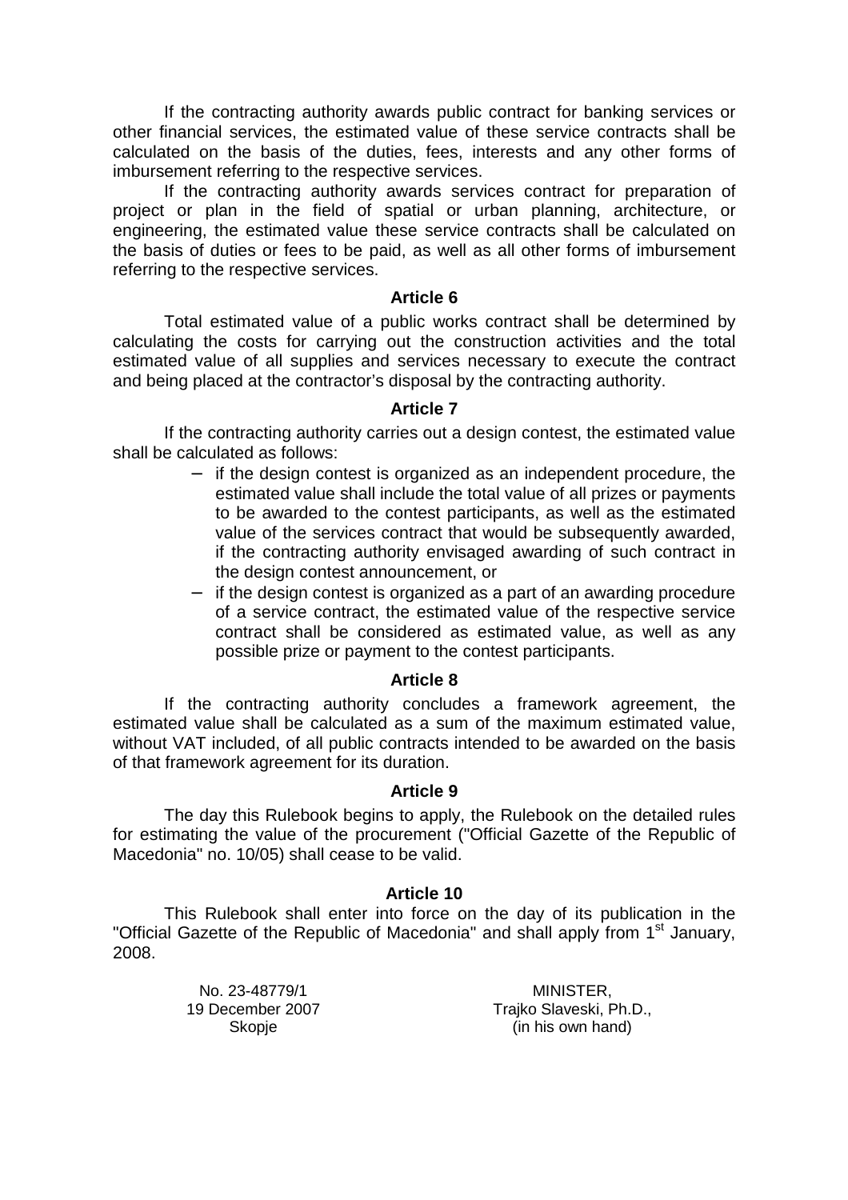If the contracting authority awards public contract for banking services or other financial services, the estimated value of these service contracts shall be calculated on the basis of the duties, fees, interests and any other forms of imbursement referring to the respective services.

If the contracting authority awards services contract for preparation of project or plan in the field of spatial or urban planning, architecture, or engineering, the estimated value these service contracts shall be calculated on the basis of duties or fees to be paid, as well as all other forms of imbursement referring to the respective services.

**Article 6**

Total estimated value of a public works contract shall be determined by calculating the costs for carrying out the construction activities and the total estimated value of all supplies and services necessary to execute the contract and being placed at the contractor's disposal by the contracting authority.

**Article 7**

If the contracting authority carries out a design contest, the estimated value shall be calculated as follows:

- if the design contest is organized as an independent procedure, the estimated value shall include the total value of all prizes or payments to be awarded to the contest participants, as well as the estimated value of the services contract that would be subsequently awarded, if the contracting authority envisaged awarding of such contract in the design contest announcement, or
- if the design contest is organized as a part of an awarding procedure of a service contract, the estimated value of the respective service contract shall be considered as estimated value, as well as any possible prize or payment to the contest participants.

**Article 8**

If the contracting authority concludes a framework agreement, the estimated value shall be calculated as a sum of the maximum estimated value, without VAT included, of all public contracts intended to be awarded on the basis of that framework agreement for its duration.

**Article 9**

The day this Rulebook begins to apply, the Rulebook on the detailed rules for estimating the value of the procurement ("Official Gazette of the Republic of Macedonia" no. 10/05) shall cease to be valid.

**Article 10**

This Rulebook shall enter into force on the day of its publication in the "Official Gazette of the Republic of Macedonia" and shall apply from 1st January, 2008.

No. 23-48779/1
19 December 2007
Skopje

MINISTER,
Trajko Slaveski, Ph.D.,
(in his own hand)